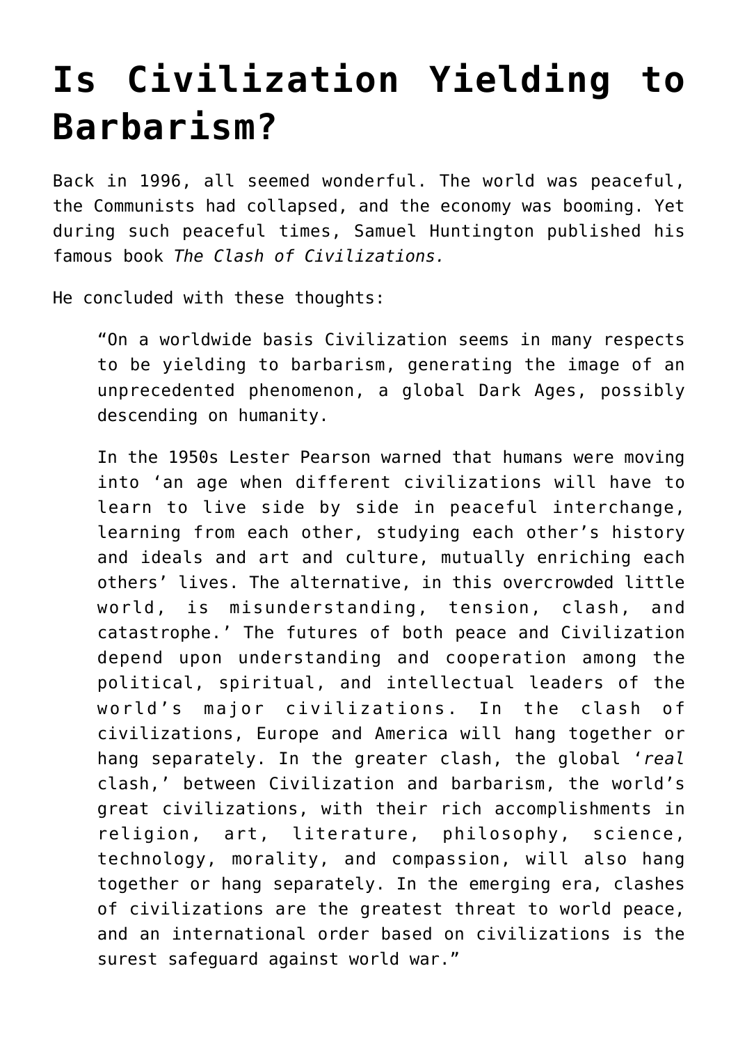# Is Civilization Yielding to Barbarism?

Back in 1996, all seemed wonderful. The world was peaceful, the Communists had collapsed, and the economy was booming. Yet during such peaceful times, Samuel Huntington published his famous book *The Clash of Civilizations.*

He concluded with these thoughts:

> "On a worldwide basis Civilization seems in many respects to be yielding to barbarism, generating the image of an unprecedented phenomenon, a global Dark Ages, possibly descending on humanity.
>
> In the 1950s Lester Pearson warned that humans were moving into 'an age when different civilizations will have to learn to live side by side in peaceful interchange, learning from each other, studying each other's history and ideals and art and culture, mutually enriching each others' lives. The alternative, in this overcrowded little world, is misunderstanding, tension, clash, and catastrophe.' The futures of both peace and Civilization depend upon understanding and cooperation among the political, spiritual, and intellectual leaders of the world's major civilizations. In the clash of civilizations, Europe and America will hang together or hang separately. In the greater clash, the global '*real* clash,' between Civilization and barbarism, the world's great civilizations, with their rich accomplishments in religion, art, literature, philosophy, science, technology, morality, and compassion, will also hang together or hang separately. In the emerging era, clashes of civilizations are the greatest threat to world peace, and an international order based on civilizations is the surest safeguard against world war."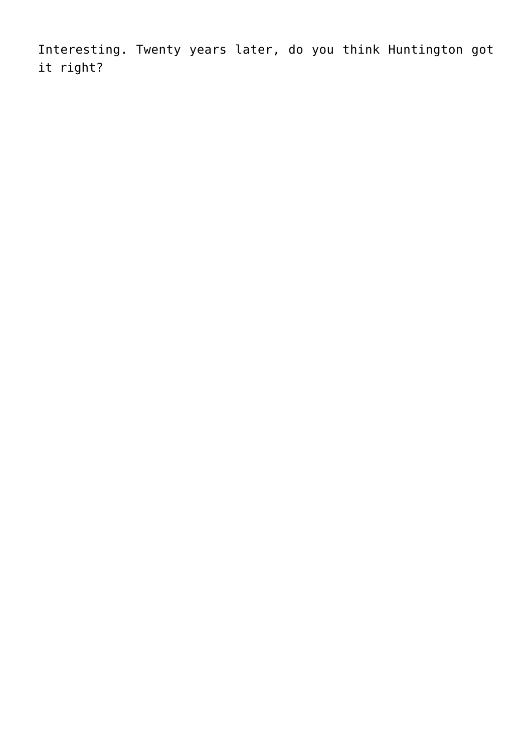Interesting. Twenty years later, do you think Huntington got it right?